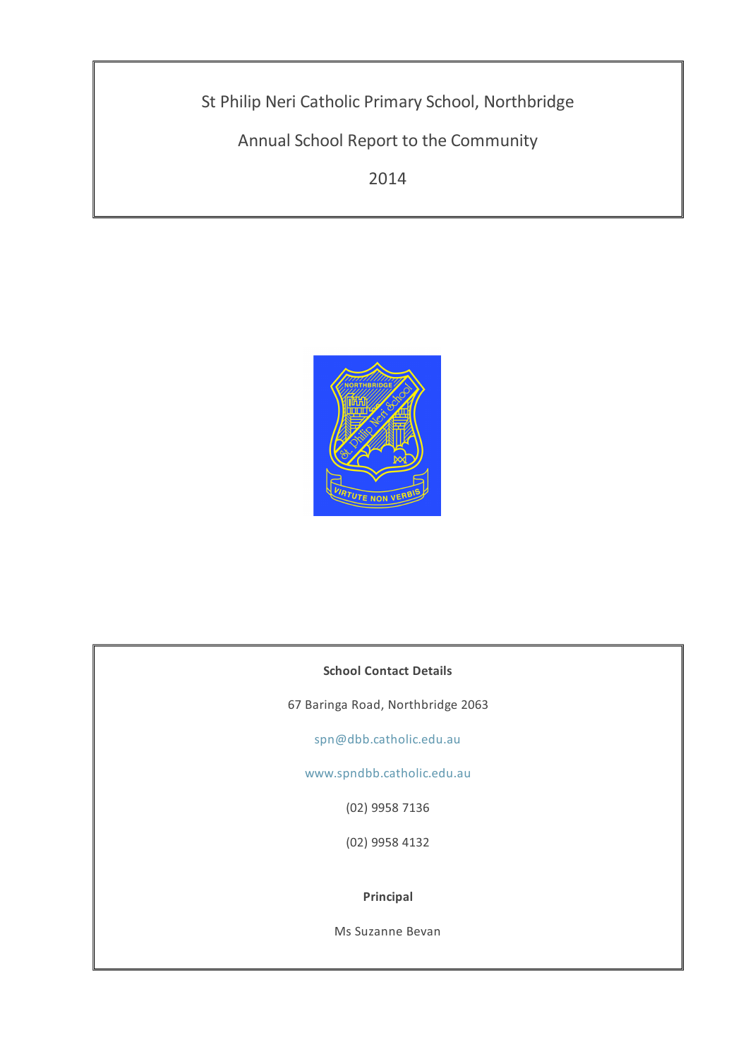# St Philip Neri Catholic Primary School, Northbridge

## Annual School Report to the Community

## 2014

**School Contact Details**

67 Baringa Road, Northbridge 2063

spn@dbb.catholic.edu.au

www.spndbb.catholic.edu.au

(02) 9958 7136

(02) 9958 4132

**Principal**

Ms Suzanne Bevan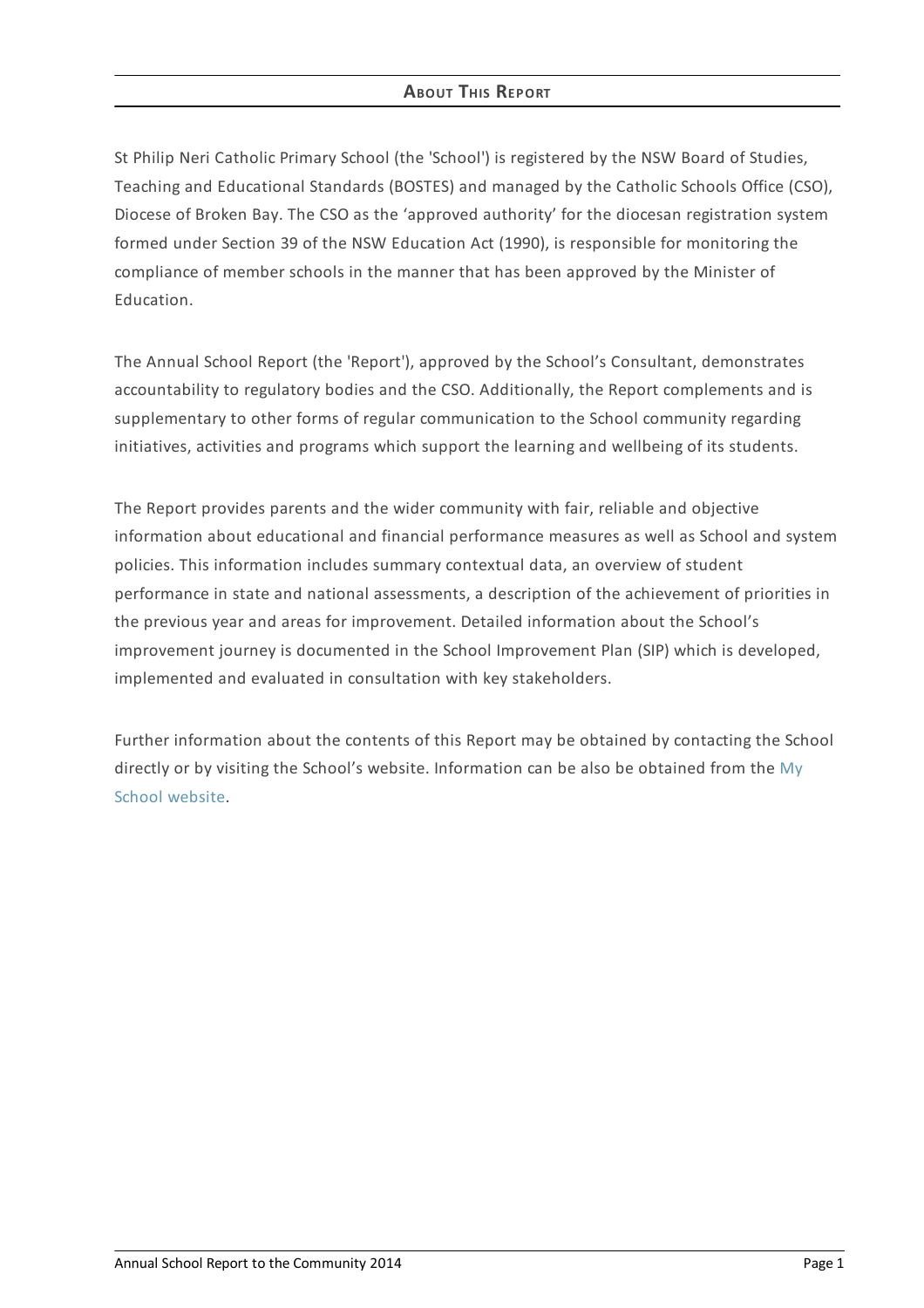## About This Report

St Philip Neri Catholic Primary School (the 'School') is registered by the NSW Board of Studies, Teaching and Educational Standards (BOSTES) and managed by the Catholic Schools Office (CSO), Diocese of Broken Bay. The CSO as the 'approved authority' for the diocesan registration system formed under Section 39 of the NSW Education Act (1990), is responsible for monitoring the compliance of member schools in the manner that has been approved by the Minister of Education.

The Annual School Report (the 'Report'), approved by the School's Consultant, demonstrates accountability to regulatory bodies and the CSO. Additionally, the Report complements and is supplementary to other forms of regular communication to the School community regarding initiatives, activities and programs which support the learning and wellbeing of its students.

The Report provides parents and the wider community with fair, reliable and objective information about educational and financial performance measures as well as School and system policies. This information includes summary contextual data, an overview of student performance in state and national assessments, a description of the achievement of priorities in the previous year and areas for improvement. Detailed information about the School's improvement journey is documented in the School Improvement Plan (SIP) which is developed, implemented and evaluated in consultation with key stakeholders.

Further information about the contents of this Report may be obtained by contacting the School directly or by visiting the School's website. Information can be also be obtained from the My School website.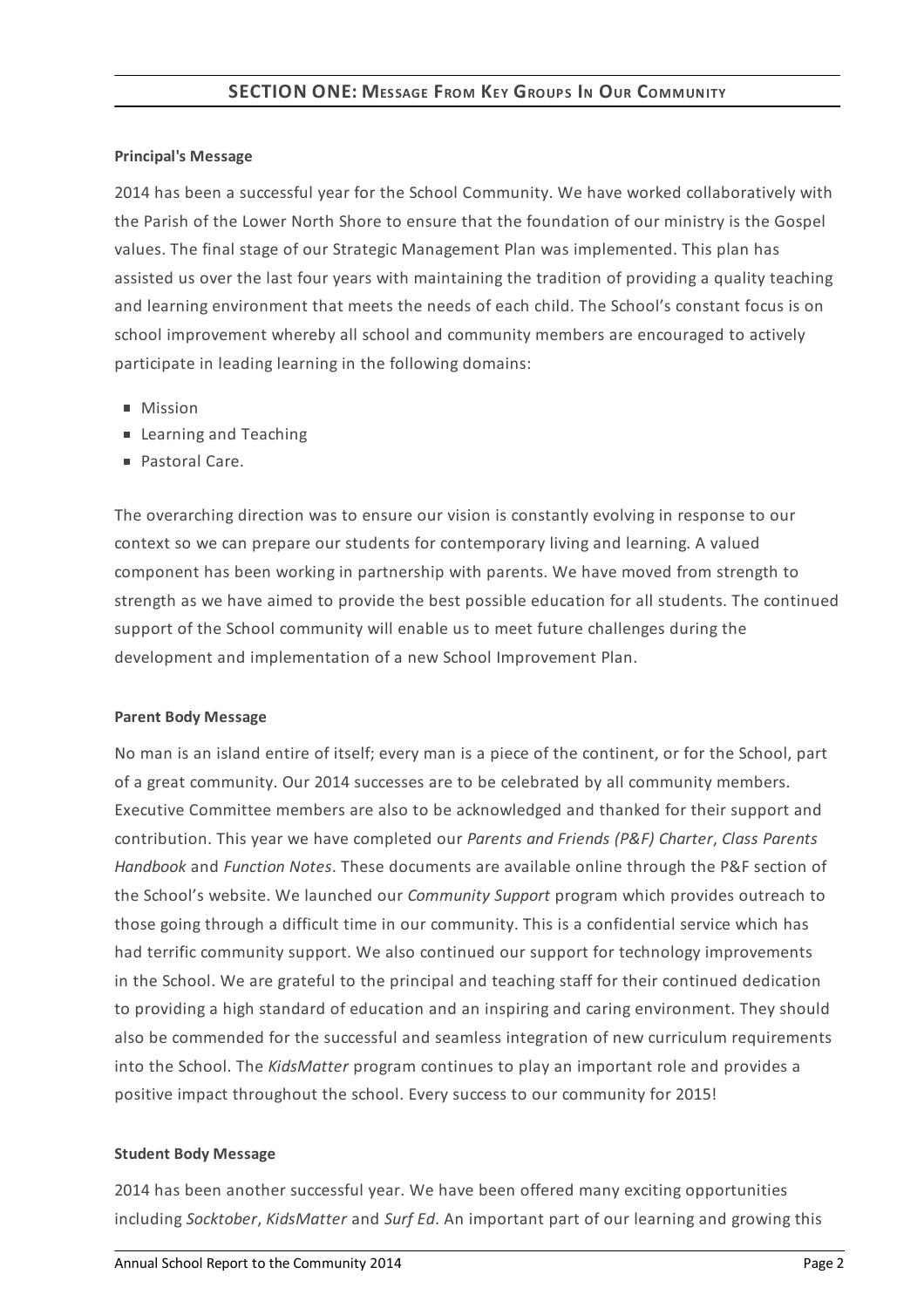## SECTION ONE: Message From Key Groups In Our Community

**Principal's Message**

2014 has been a successful year for the School Community. We have worked collaboratively with the Parish of the Lower North Shore to ensure that the foundation of our ministry is the Gospel values. The final stage of our Strategic Management Plan was implemented. This plan has assisted us over the last four years with maintaining the tradition of providing a quality teaching and learning environment that meets the needs of each child. The School's constant focus is on school improvement whereby all school and community members are encouraged to actively participate in leading learning in the following domains:

- Mission
- Learning and Teaching
- Pastoral Care.

The overarching direction was to ensure our vision is constantly evolving in response to our context so we can prepare our students for contemporary living and learning. A valued component has been working in partnership with parents. We have moved from strength to strength as we have aimed to provide the best possible education for all students. The continued support of the School community will enable us to meet future challenges during the development and implementation of a new School Improvement Plan.

**Parent Body Message**

No man is an island entire of itself; every man is a piece of the continent, or for the School, part of a great community. Our 2014 successes are to be celebrated by all community members. Executive Committee members are also to be acknowledged and thanked for their support and contribution. This year we have completed our *Parents and Friends (P&F) Charter*, *Class Parents Handbook* and *Function Notes*. These documents are available online through the P&F section of the School's website. We launched our *Community Support* program which provides outreach to those going through a difficult time in our community. This is a confidential service which has had terrific community support. We also continued our support for technology improvements in the School. We are grateful to the principal and teaching staff for their continued dedication to providing a high standard of education and an inspiring and caring environment. They should also be commended for the successful and seamless integration of new curriculum requirements into the School. The *KidsMatter* program continues to play an important role and provides a positive impact throughout the school. Every success to our community for 2015!

**Student Body Message**

2014 has been another successful year. We have been offered many exciting opportunities including *Socktober*, *KidsMatter* and *Surf Ed*. An important part of our learning and growing this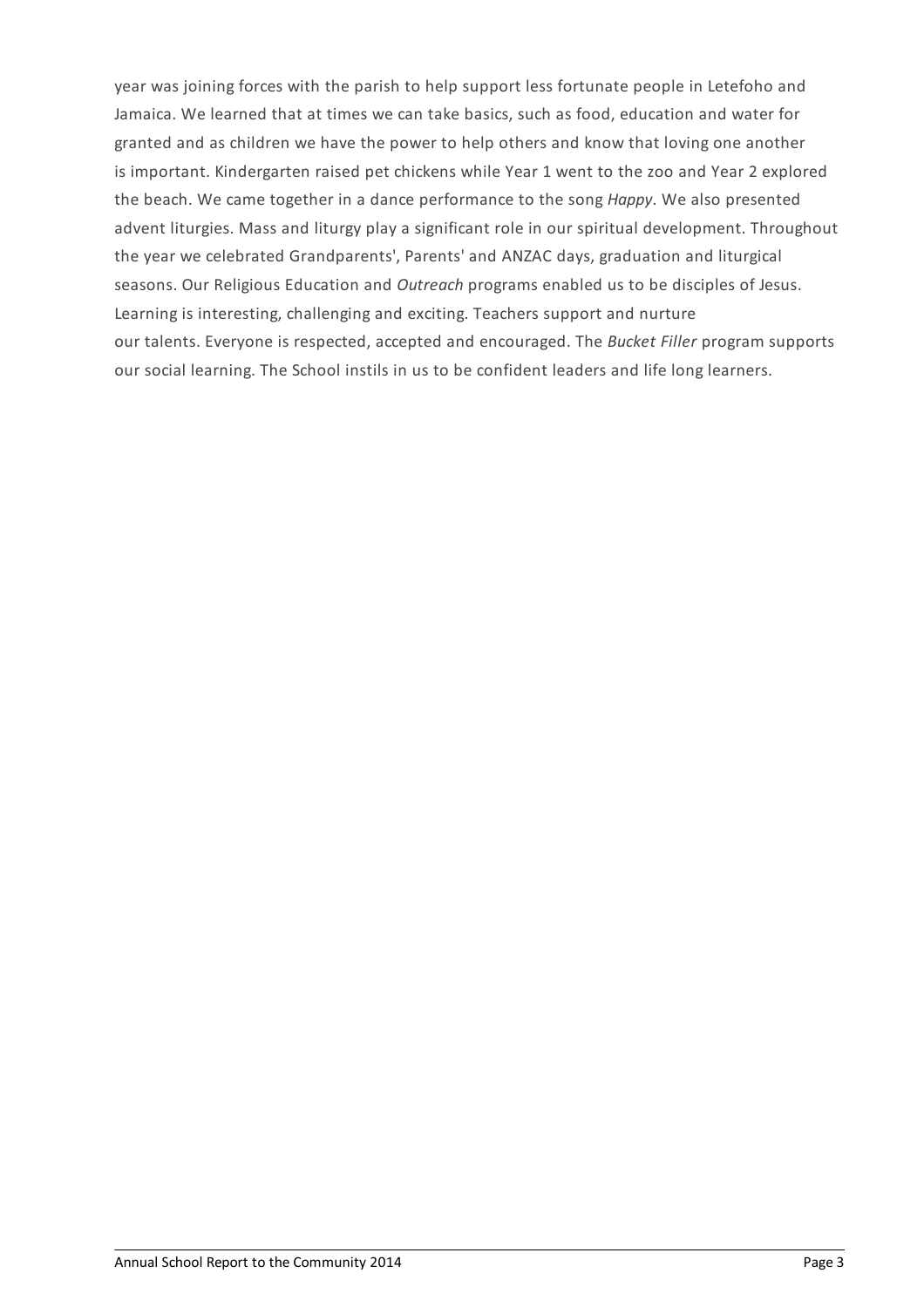year was joining forces with the parish to help support less fortunate people in Letefoho and Jamaica. We learned that at times we can take basics, such as food, education and water for granted and as children we have the power to help others and know that loving one another is important. Kindergarten raised pet chickens while Year 1 went to the zoo and Year 2 explored the beach. We came together in a dance performance to the song *Happy*. We also presented advent liturgies. Mass and liturgy play a significant role in our spiritual development. Throughout the year we celebrated Grandparents', Parents' and ANZAC days, graduation and liturgical seasons. Our Religious Education and *Outreach* programs enabled us to be disciples of Jesus. Learning is interesting, challenging and exciting. Teachers support and nurture our talents. Everyone is respected, accepted and encouraged. The *Bucket Filler* program supports our social learning. The School instils in us to be confident leaders and life long learners.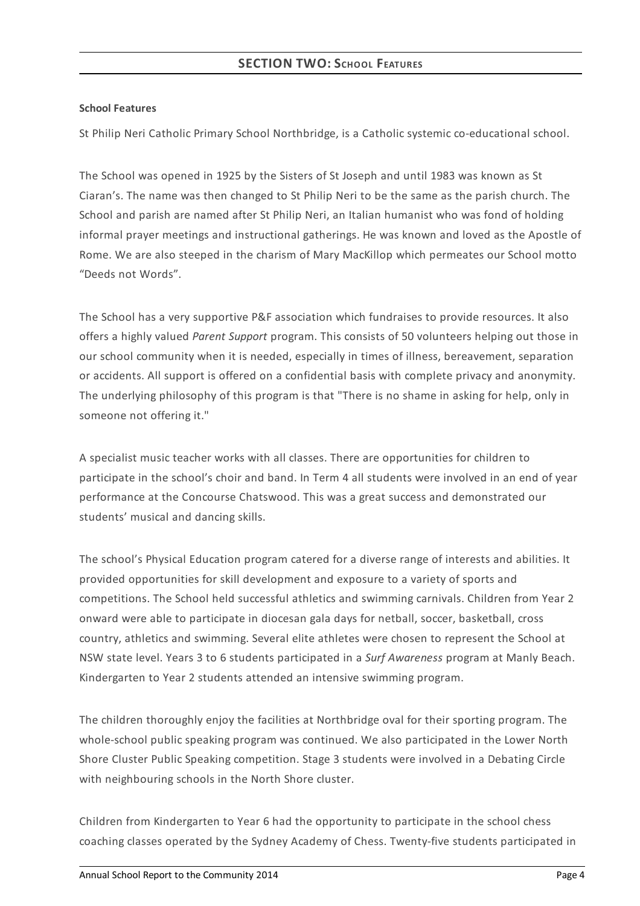## SECTION TWO: SCHOOL FEATURES

**School Features**

St Philip Neri Catholic Primary School Northbridge, is a Catholic systemic co-educational school.

The School was opened in 1925 by the Sisters of St Joseph and until 1983 was known as St Ciaran's. The name was then changed to St Philip Neri to be the same as the parish church. The School and parish are named after St Philip Neri, an Italian humanist who was fond of holding informal prayer meetings and instructional gatherings. He was known and loved as the Apostle of Rome. We are also steeped in the charism of Mary MacKillop which permeates our School motto "Deeds not Words".

The School has a very supportive P&F association which fundraises to provide resources. It also offers a highly valued *Parent Support* program. This consists of 50 volunteers helping out those in our school community when it is needed, especially in times of illness, bereavement, separation or accidents. All support is offered on a confidential basis with complete privacy and anonymity. The underlying philosophy of this program is that "There is no shame in asking for help, only in someone not offering it."

A specialist music teacher works with all classes. There are opportunities for children to participate in the school's choir and band. In Term 4 all students were involved in an end of year performance at the Concourse Chatswood. This was a great success and demonstrated our students' musical and dancing skills.

The school's Physical Education program catered for a diverse range of interests and abilities. It provided opportunities for skill development and exposure to a variety of sports and competitions. The School held successful athletics and swimming carnivals. Children from Year 2 onward were able to participate in diocesan gala days for netball, soccer, basketball, cross country, athletics and swimming. Several elite athletes were chosen to represent the School at NSW state level. Years 3 to 6 students participated in a *Surf Awareness* program at Manly Beach. Kindergarten to Year 2 students attended an intensive swimming program.

The children thoroughly enjoy the facilities at Northbridge oval for their sporting program. The whole-school public speaking program was continued. We also participated in the Lower North Shore Cluster Public Speaking competition. Stage 3 students were involved in a Debating Circle with neighbouring schools in the North Shore cluster.

Children from Kindergarten to Year 6 had the opportunity to participate in the school chess coaching classes operated by the Sydney Academy of Chess. Twenty-five students participated in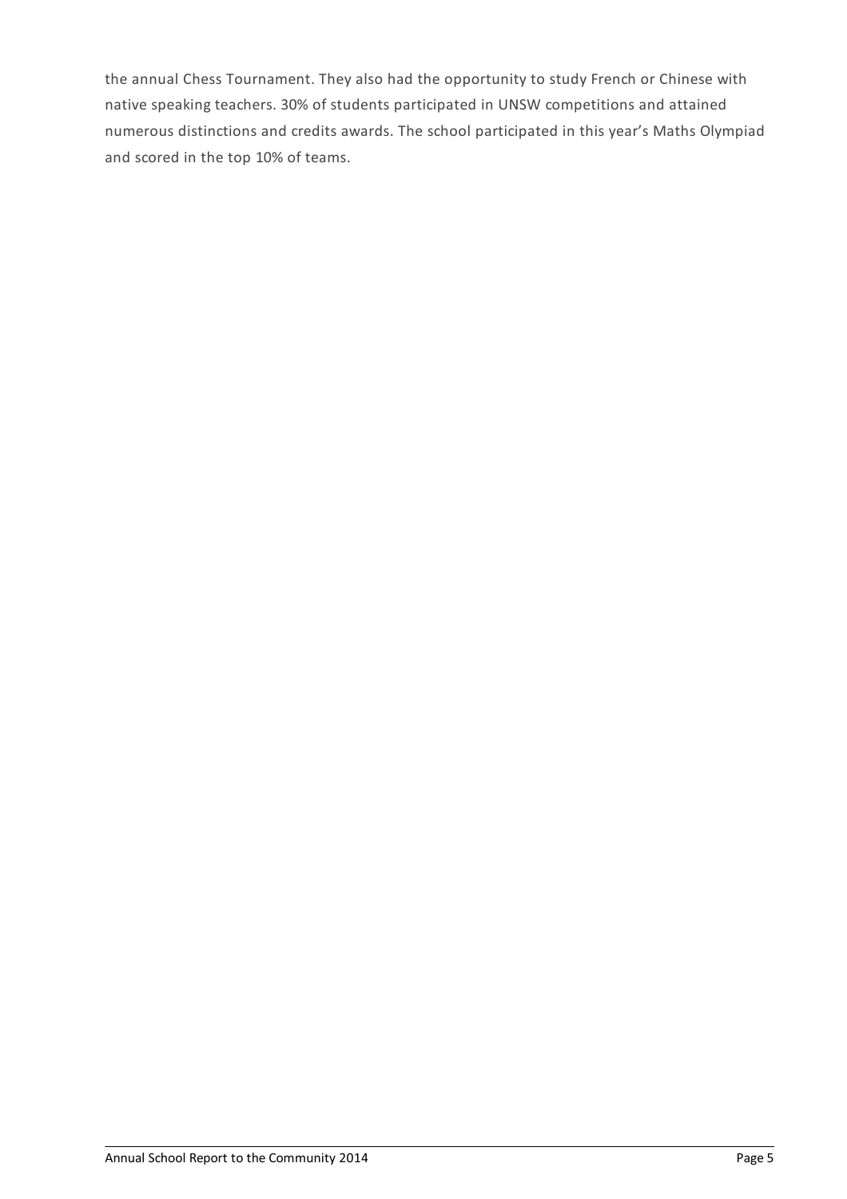the annual Chess Tournament. They also had the opportunity to study French or Chinese with native speaking teachers. 30% of students participated in UNSW competitions and attained numerous distinctions and credits awards. The school participated in this year's Maths Olympiad and scored in the top 10% of teams.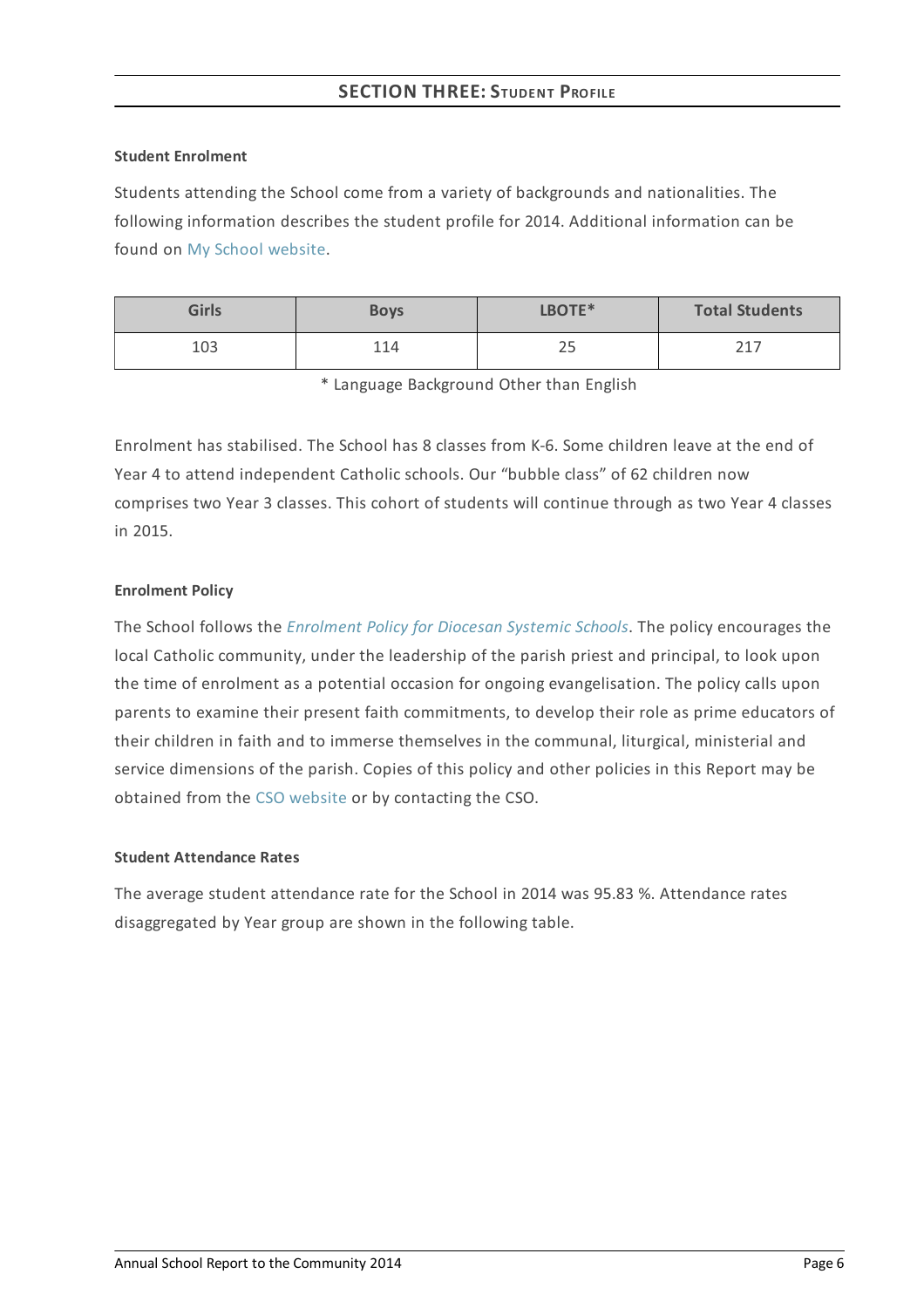## SECTION THREE: Student Profile

**Student Enrolment**

Students attending the School come from a variety of backgrounds and nationalities. The following information describes the student profile for 2014. Additional information can be found on My School website.

| Girls | Boys | LBOTE* | Total Students |
|---|---|---|---|
| 103 | 114 | 25 | 217 |

\* Language Background Other than English

Enrolment has stabilised. The School has 8 classes from K-6. Some children leave at the end of Year 4 to attend independent Catholic schools. Our "bubble class" of 62 children now comprises two Year 3 classes. This cohort of students will continue through as two Year 4 classes in 2015.

**Enrolment Policy**

The School follows the *Enrolment Policy for Diocesan Systemic Schools*. The policy encourages the local Catholic community, under the leadership of the parish priest and principal, to look upon the time of enrolment as a potential occasion for ongoing evangelisation. The policy calls upon parents to examine their present faith commitments, to develop their role as prime educators of their children in faith and to immerse themselves in the communal, liturgical, ministerial and service dimensions of the parish. Copies of this policy and other policies in this Report may be obtained from the CSO website or by contacting the CSO.

**Student Attendance Rates**

The average student attendance rate for the School in 2014 was 95.83 %. Attendance rates disaggregated by Year group are shown in the following table.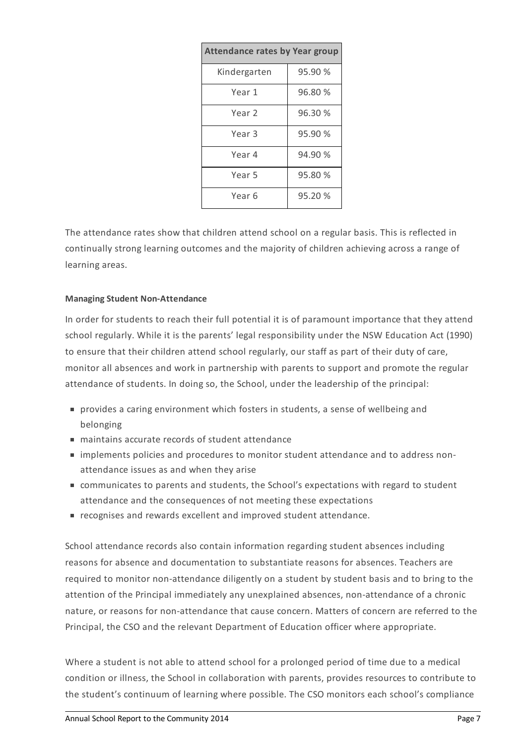| Attendance rates by Year group | |
|---|---|
| Kindergarten | 95.90 % |
| Year 1 | 96.80 % |
| Year 2 | 96.30 % |
| Year 3 | 95.90 % |
| Year 4 | 94.90 % |
| Year 5 | 95.80 % |
| Year 6 | 95.20 % |

The attendance rates show that children attend school on a regular basis. This is reflected in continually strong learning outcomes and the majority of children achieving across a range of learning areas.

**Managing Student Non-Attendance**

In order for students to reach their full potential it is of paramount importance that they attend school regularly. While it is the parents' legal responsibility under the NSW Education Act (1990) to ensure that their children attend school regularly, our staff as part of their duty of care, monitor all absences and work in partnership with parents to support and promote the regular attendance of students. In doing so, the School, under the leadership of the principal:

- provides a caring environment which fosters in students, a sense of wellbeing and belonging
- maintains accurate records of student attendance
- implements policies and procedures to monitor student attendance and to address non-attendance issues as and when they arise
- communicates to parents and students, the School's expectations with regard to student attendance and the consequences of not meeting these expectations
- recognises and rewards excellent and improved student attendance.

School attendance records also contain information regarding student absences including reasons for absence and documentation to substantiate reasons for absences. Teachers are required to monitor non-attendance diligently on a student by student basis and to bring to the attention of the Principal immediately any unexplained absences, non-attendance of a chronic nature, or reasons for non-attendance that cause concern. Matters of concern are referred to the Principal, the CSO and the relevant Department of Education officer where appropriate.

Where a student is not able to attend school for a prolonged period of time due to a medical condition or illness, the School in collaboration with parents, provides resources to contribute to the student's continuum of learning where possible. The CSO monitors each school's compliance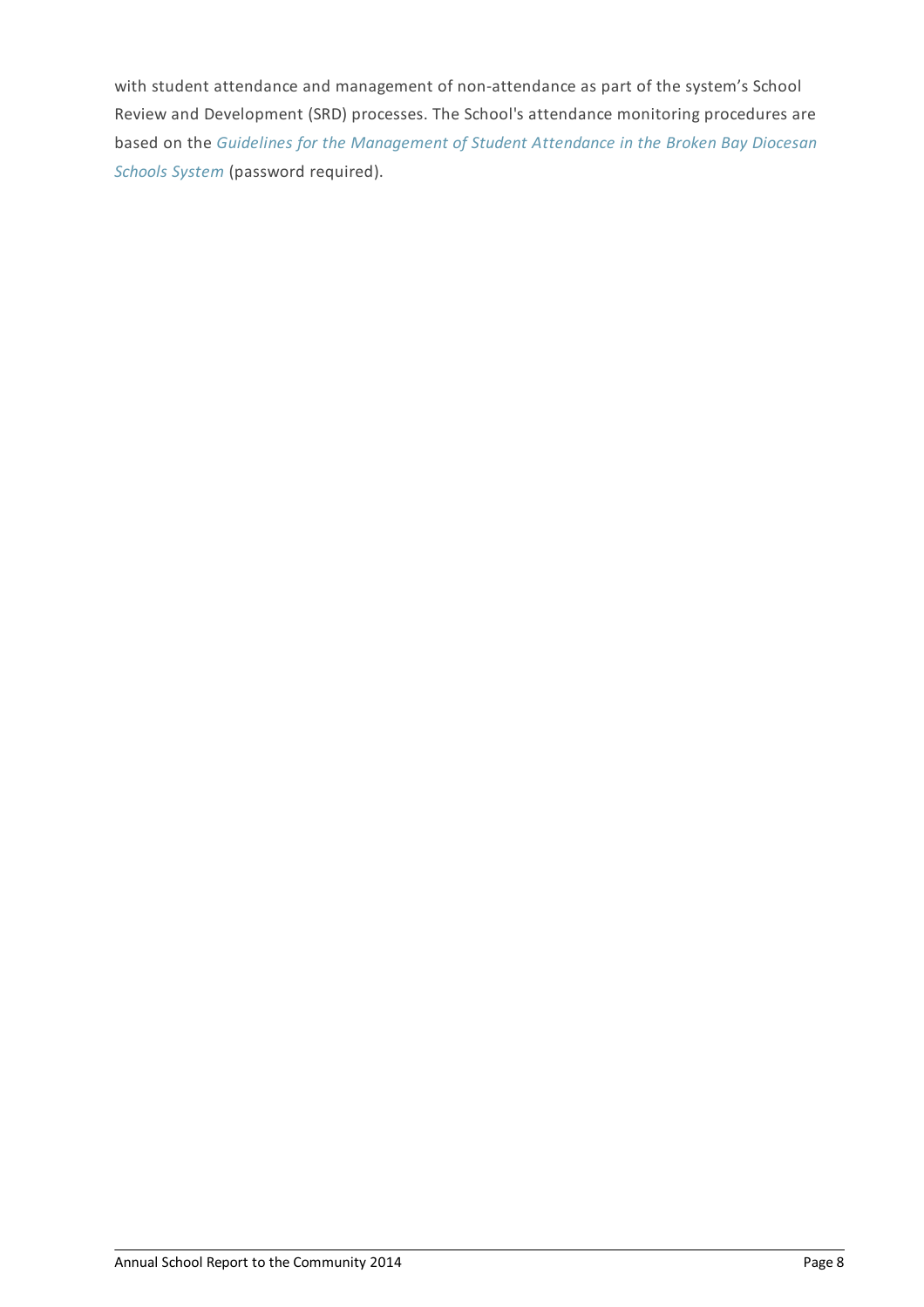with student attendance and management of non-attendance as part of the system's School Review and Development (SRD) processes. The School's attendance monitoring procedures are based on the *Guidelines for the Management of Student Attendance in the Broken Bay Diocesan Schools System* (password required).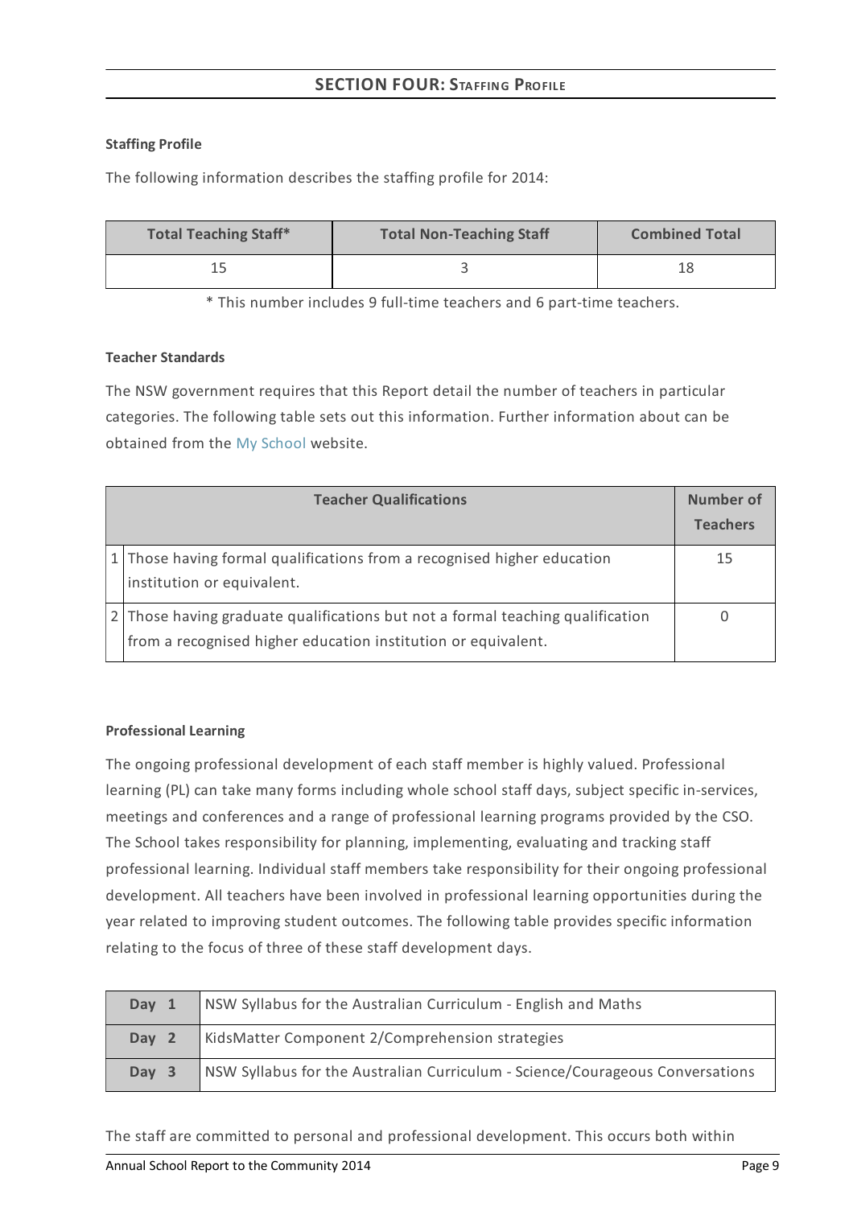## SECTION FOUR: STAFFING PROFILE

**Staffing Profile**

The following information describes the staffing profile for 2014:

| Total Teaching Staff* | Total Non-Teaching Staff | Combined Total |
| --- | --- | --- |
| 15 | 3 | 18 |

\* This number includes 9 full-time teachers and 6 part-time teachers.

**Teacher Standards**

The NSW government requires that this Report detail the number of teachers in particular categories. The following table sets out this information. Further information about can be obtained from the My School website.

| | Teacher Qualifications | Number of Teachers |
| --- | --- | --- |
| 1 | Those having formal qualifications from a recognised higher education institution or equivalent. | 15 |
| 2 | Those having graduate qualifications but not a formal teaching qualification from a recognised higher education institution or equivalent. | 0 |

**Professional Learning**

The ongoing professional development of each staff member is highly valued. Professional learning (PL) can take many forms including whole school staff days, subject specific in-services, meetings and conferences and a range of professional learning programs provided by the CSO. The School takes responsibility for planning, implementing, evaluating and tracking staff professional learning. Individual staff members take responsibility for their ongoing professional development. All teachers have been involved in professional learning opportunities during the year related to improving student outcomes. The following table provides specific information relating to the focus of three of these staff development days.

| | |
| --- | --- |
| **Day 1** | NSW Syllabus for the Australian Curriculum - English and Maths |
| **Day 2** | KidsMatter Component 2/Comprehension strategies |
| **Day 3** | NSW Syllabus for the Australian Curriculum - Science/Courageous Conversations |

The staff are committed to personal and professional development. This occurs both within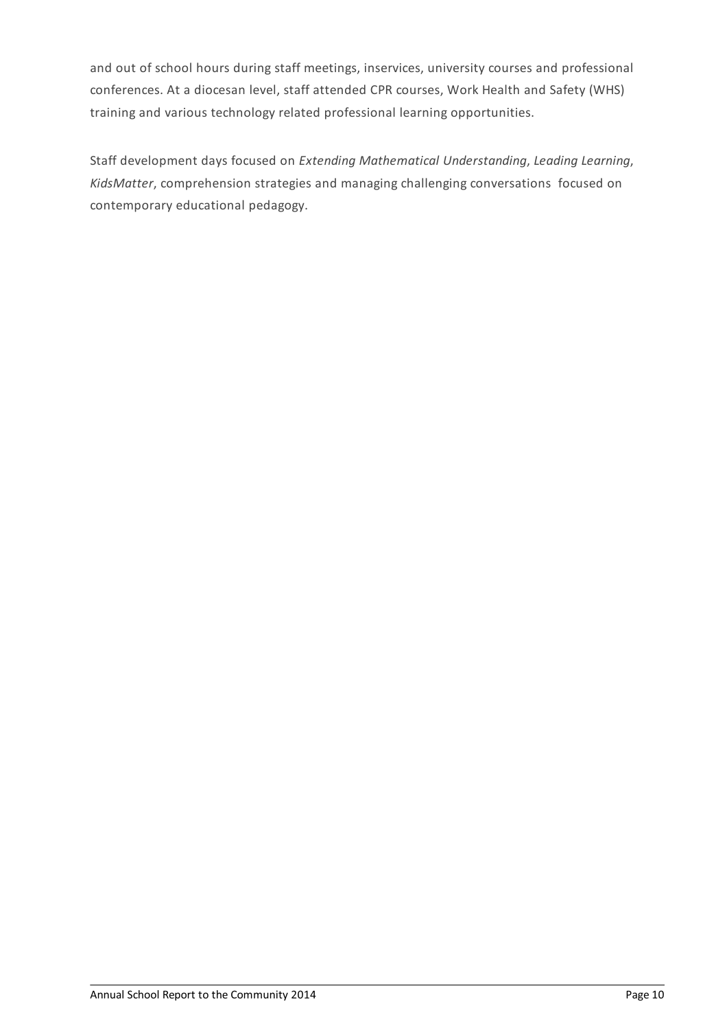and out of school hours during staff meetings, inservices, university courses and professional conferences. At a diocesan level, staff attended CPR courses, Work Health and Safety (WHS) training and various technology related professional learning opportunities.

Staff development days focused on *Extending Mathematical Understanding*, *Leading Learning*, *KidsMatter*, comprehension strategies and managing challenging conversations focused on contemporary educational pedagogy.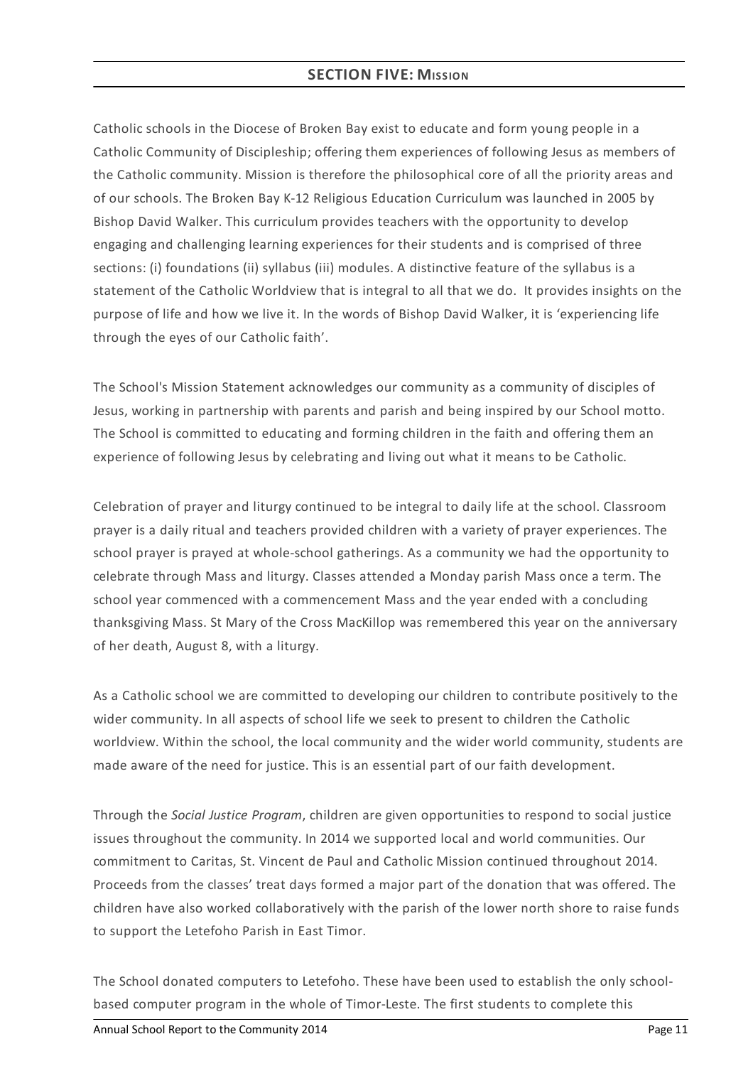## SECTION FIVE: MISSION

Catholic schools in the Diocese of Broken Bay exist to educate and form young people in a Catholic Community of Discipleship; offering them experiences of following Jesus as members of the Catholic community. Mission is therefore the philosophical core of all the priority areas and of our schools. The Broken Bay K-12 Religious Education Curriculum was launched in 2005 by Bishop David Walker. This curriculum provides teachers with the opportunity to develop engaging and challenging learning experiences for their students and is comprised of three sections: (i) foundations (ii) syllabus (iii) modules. A distinctive feature of the syllabus is a statement of the Catholic Worldview that is integral to all that we do. It provides insights on the purpose of life and how we live it. In the words of Bishop David Walker, it is 'experiencing life through the eyes of our Catholic faith'.

The School's Mission Statement acknowledges our community as a community of disciples of Jesus, working in partnership with parents and parish and being inspired by our School motto. The School is committed to educating and forming children in the faith and offering them an experience of following Jesus by celebrating and living out what it means to be Catholic.

Celebration of prayer and liturgy continued to be integral to daily life at the school. Classroom prayer is a daily ritual and teachers provided children with a variety of prayer experiences. The school prayer is prayed at whole-school gatherings. As a community we had the opportunity to celebrate through Mass and liturgy. Classes attended a Monday parish Mass once a term. The school year commenced with a commencement Mass and the year ended with a concluding thanksgiving Mass. St Mary of the Cross MacKillop was remembered this year on the anniversary of her death, August 8, with a liturgy.

As a Catholic school we are committed to developing our children to contribute positively to the wider community. In all aspects of school life we seek to present to children the Catholic worldview. Within the school, the local community and the wider world community, students are made aware of the need for justice. This is an essential part of our faith development.

Through the *Social Justice Program*, children are given opportunities to respond to social justice issues throughout the community. In 2014 we supported local and world communities. Our commitment to Caritas, St. Vincent de Paul and Catholic Mission continued throughout 2014. Proceeds from the classes' treat days formed a major part of the donation that was offered. The children have also worked collaboratively with the parish of the lower north shore to raise funds to support the Letefoho Parish in East Timor.

The School donated computers to Letefoho. These have been used to establish the only school-based computer program in the whole of Timor-Leste. The first students to complete this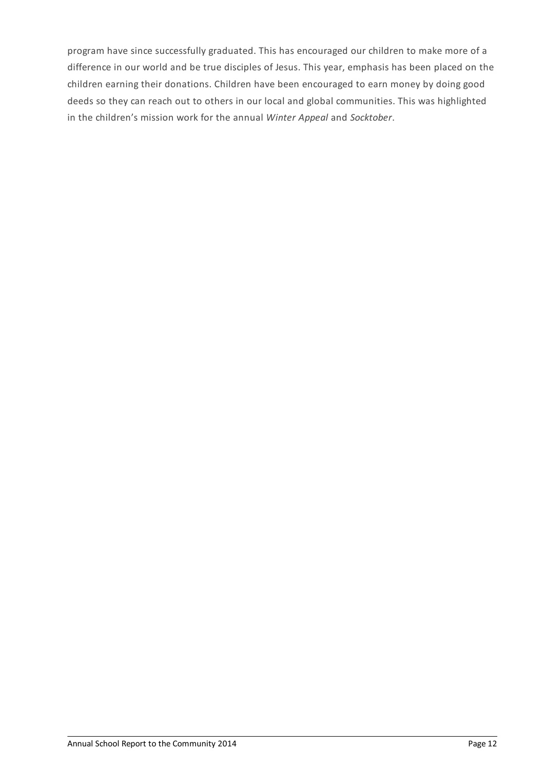program have since successfully graduated. This has encouraged our children to make more of a difference in our world and be true disciples of Jesus. This year, emphasis has been placed on the children earning their donations. Children have been encouraged to earn money by doing good deeds so they can reach out to others in our local and global communities. This was highlighted in the children's mission work for the annual *Winter Appeal* and *Socktober*.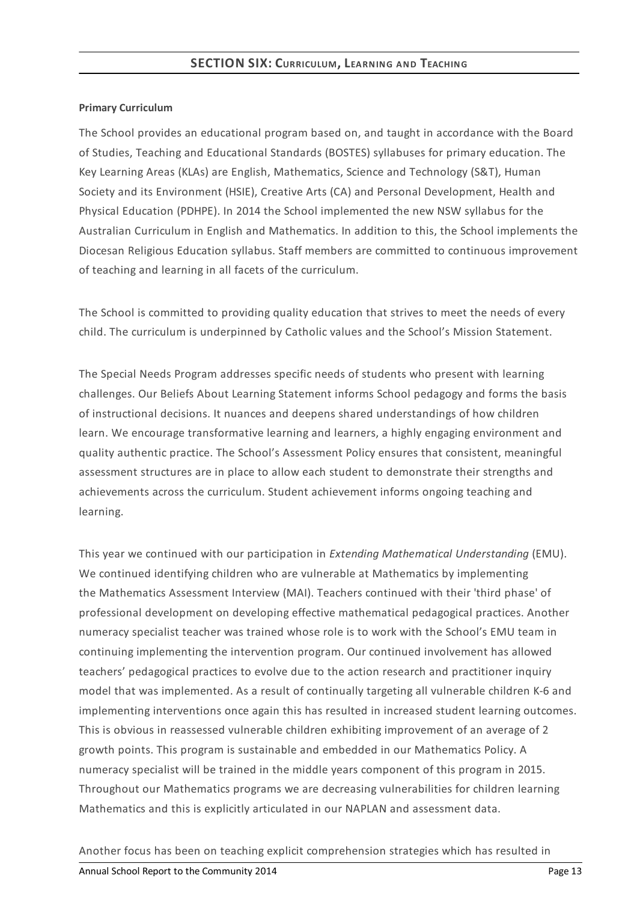## SECTION SIX: CURRICULUM, LEARNING AND TEACHING

**Primary Curriculum**

The School provides an educational program based on, and taught in accordance with the Board of Studies, Teaching and Educational Standards (BOSTES) syllabuses for primary education. The Key Learning Areas (KLAs) are English, Mathematics, Science and Technology (S&T), Human Society and its Environment (HSIE), Creative Arts (CA) and Personal Development, Health and Physical Education (PDHPE). In 2014 the School implemented the new NSW syllabus for the Australian Curriculum in English and Mathematics. In addition to this, the School implements the Diocesan Religious Education syllabus. Staff members are committed to continuous improvement of teaching and learning in all facets of the curriculum.

The School is committed to providing quality education that strives to meet the needs of every child. The curriculum is underpinned by Catholic values and the School's Mission Statement.

The Special Needs Program addresses specific needs of students who present with learning challenges. Our Beliefs About Learning Statement informs School pedagogy and forms the basis of instructional decisions. It nuances and deepens shared understandings of how children learn. We encourage transformative learning and learners, a highly engaging environment and quality authentic practice. The School's Assessment Policy ensures that consistent, meaningful assessment structures are in place to allow each student to demonstrate their strengths and achievements across the curriculum. Student achievement informs ongoing teaching and learning.

This year we continued with our participation in *Extending Mathematical Understanding* (EMU). We continued identifying children who are vulnerable at Mathematics by implementing the Mathematics Assessment Interview (MAI). Teachers continued with their 'third phase' of professional development on developing effective mathematical pedagogical practices. Another numeracy specialist teacher was trained whose role is to work with the School's EMU team in continuing implementing the intervention program. Our continued involvement has allowed teachers' pedagogical practices to evolve due to the action research and practitioner inquiry model that was implemented. As a result of continually targeting all vulnerable children K-6 and implementing interventions once again this has resulted in increased student learning outcomes. This is obvious in reassessed vulnerable children exhibiting improvement of an average of 2 growth points. This program is sustainable and embedded in our Mathematics Policy. A numeracy specialist will be trained in the middle years component of this program in 2015. Throughout our Mathematics programs we are decreasing vulnerabilities for children learning Mathematics and this is explicitly articulated in our NAPLAN and assessment data.

Another focus has been on teaching explicit comprehension strategies which has resulted in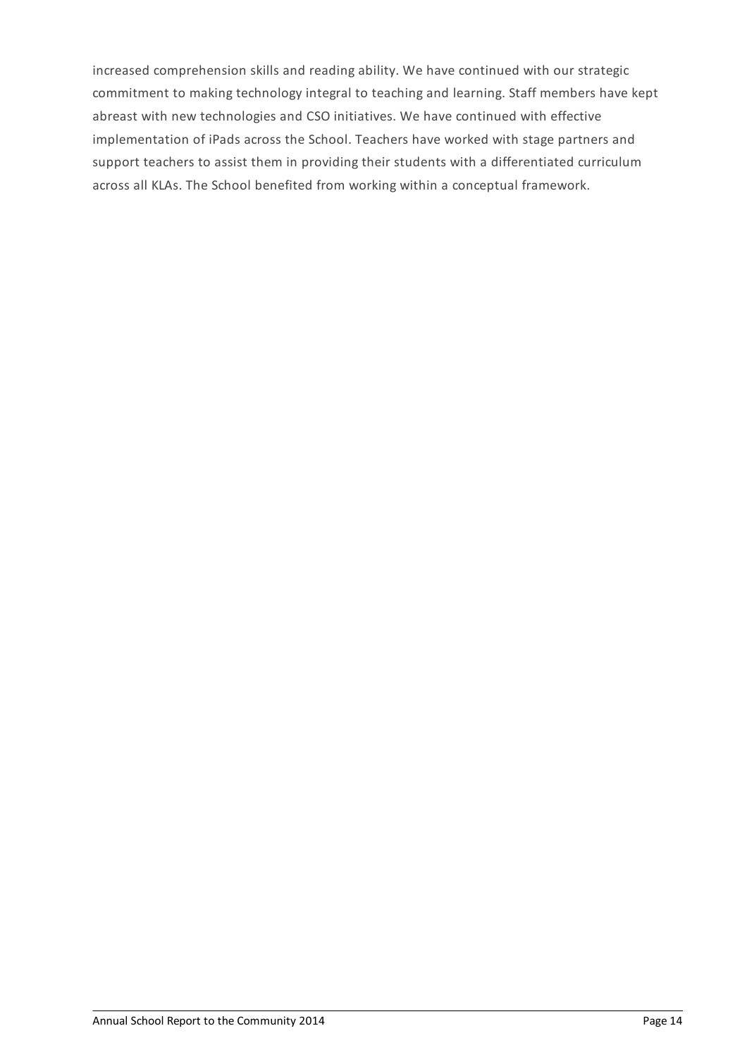increased comprehension skills and reading ability. We have continued with our strategic commitment to making technology integral to teaching and learning. Staff members have kept abreast with new technologies and CSO initiatives. We have continued with effective implementation of iPads across the School. Teachers have worked with stage partners and support teachers to assist them in providing their students with a differentiated curriculum across all KLAs. The School benefited from working within a conceptual framework.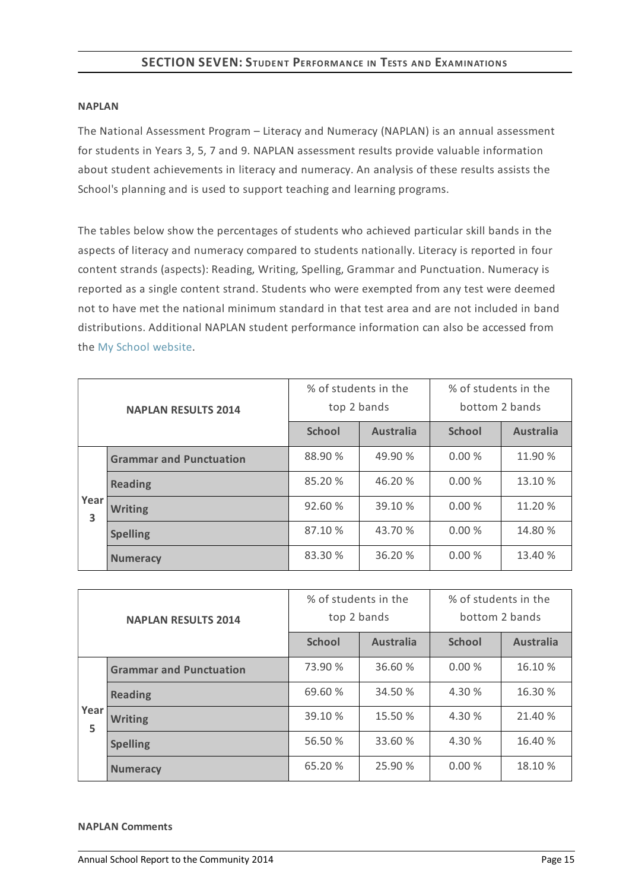## SECTION SEVEN: STUDENT PERFORMANCE IN TESTS AND EXAMINATIONS

**NAPLAN**

The National Assessment Program – Literacy and Numeracy (NAPLAN) is an annual assessment for students in Years 3, 5, 7 and 9. NAPLAN assessment results provide valuable information about student achievements in literacy and numeracy. An analysis of these results assists the School's planning and is used to support teaching and learning programs.

The tables below show the percentages of students who achieved particular skill bands in the aspects of literacy and numeracy compared to students nationally. Literacy is reported in four content strands (aspects): Reading, Writing, Spelling, Grammar and Punctuation. Numeracy is reported as a single content strand. Students who were exempted from any test were deemed not to have met the national minimum standard in that test area and are not included in band distributions. Additional NAPLAN student performance information can also be accessed from the My School website.

| NAPLAN RESULTS 2014 | | % of students in the top 2 bands | | % of students in the bottom 2 bands | |
|---|---|---|---|---|---|
| | | **School** | **Australia** | **School** | **Australia** |
| Year 3 | **Grammar and Punctuation** | 88.90 % | 49.90 % | 0.00 % | 11.90 % |
| | **Reading** | 85.20 % | 46.20 % | 0.00 % | 13.10 % |
| | **Writing** | 92.60 % | 39.10 % | 0.00 % | 11.20 % |
| | **Spelling** | 87.10 % | 43.70 % | 0.00 % | 14.80 % |
| | **Numeracy** | 83.30 % | 36.20 % | 0.00 % | 13.40 % |

| NAPLAN RESULTS 2014 | | % of students in the top 2 bands | | % of students in the bottom 2 bands | |
|---|---|---|---|---|---|
| | | **School** | **Australia** | **School** | **Australia** |
| Year 5 | **Grammar and Punctuation** | 73.90 % | 36.60 % | 0.00 % | 16.10 % |
| | **Reading** | 69.60 % | 34.50 % | 4.30 % | 16.30 % |
| | **Writing** | 39.10 % | 15.50 % | 4.30 % | 21.40 % |
| | **Spelling** | 56.50 % | 33.60 % | 4.30 % | 16.40 % |
| | **Numeracy** | 65.20 % | 25.90 % | 0.00 % | 18.10 % |

**NAPLAN Comments**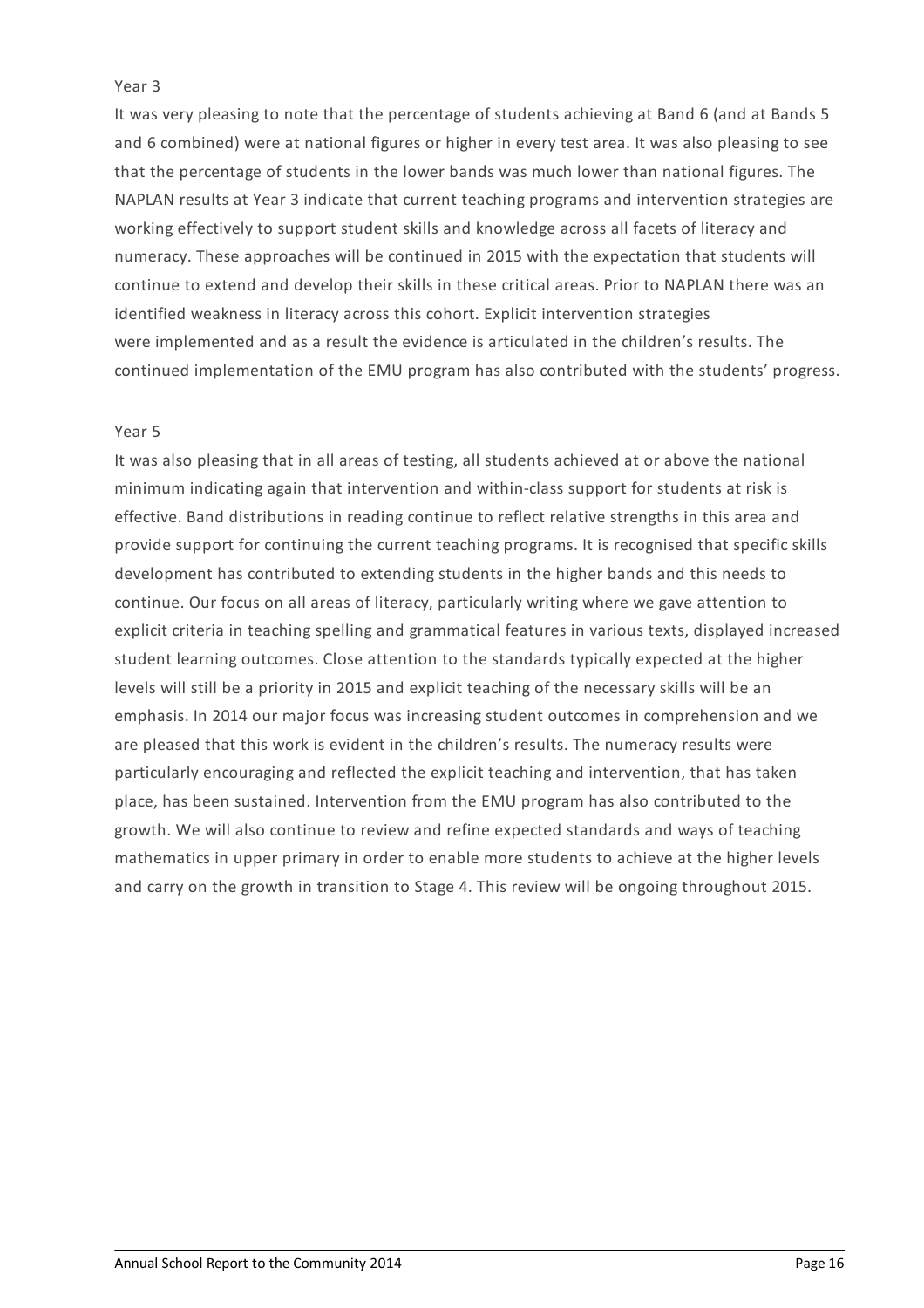Year 3

It was very pleasing to note that the percentage of students achieving at Band 6 (and at Bands 5 and 6 combined) were at national figures or higher in every test area. It was also pleasing to see that the percentage of students in the lower bands was much lower than national figures. The NAPLAN results at Year 3 indicate that current teaching programs and intervention strategies are working effectively to support student skills and knowledge across all facets of literacy and numeracy. These approaches will be continued in 2015 with the expectation that students will continue to extend and develop their skills in these critical areas. Prior to NAPLAN there was an identified weakness in literacy across this cohort. Explicit intervention strategies were implemented and as a result the evidence is articulated in the children's results. The continued implementation of the EMU program has also contributed with the students' progress.

Year 5

It was also pleasing that in all areas of testing, all students achieved at or above the national minimum indicating again that intervention and within-class support for students at risk is effective. Band distributions in reading continue to reflect relative strengths in this area and provide support for continuing the current teaching programs. It is recognised that specific skills development has contributed to extending students in the higher bands and this needs to continue. Our focus on all areas of literacy, particularly writing where we gave attention to explicit criteria in teaching spelling and grammatical features in various texts, displayed increased student learning outcomes. Close attention to the standards typically expected at the higher levels will still be a priority in 2015 and explicit teaching of the necessary skills will be an emphasis. In 2014 our major focus was increasing student outcomes in comprehension and we are pleased that this work is evident in the children's results. The numeracy results were particularly encouraging and reflected the explicit teaching and intervention, that has taken place, has been sustained. Intervention from the EMU program has also contributed to the growth. We will also continue to review and refine expected standards and ways of teaching mathematics in upper primary in order to enable more students to achieve at the higher levels and carry on the growth in transition to Stage 4. This review will be ongoing throughout 2015.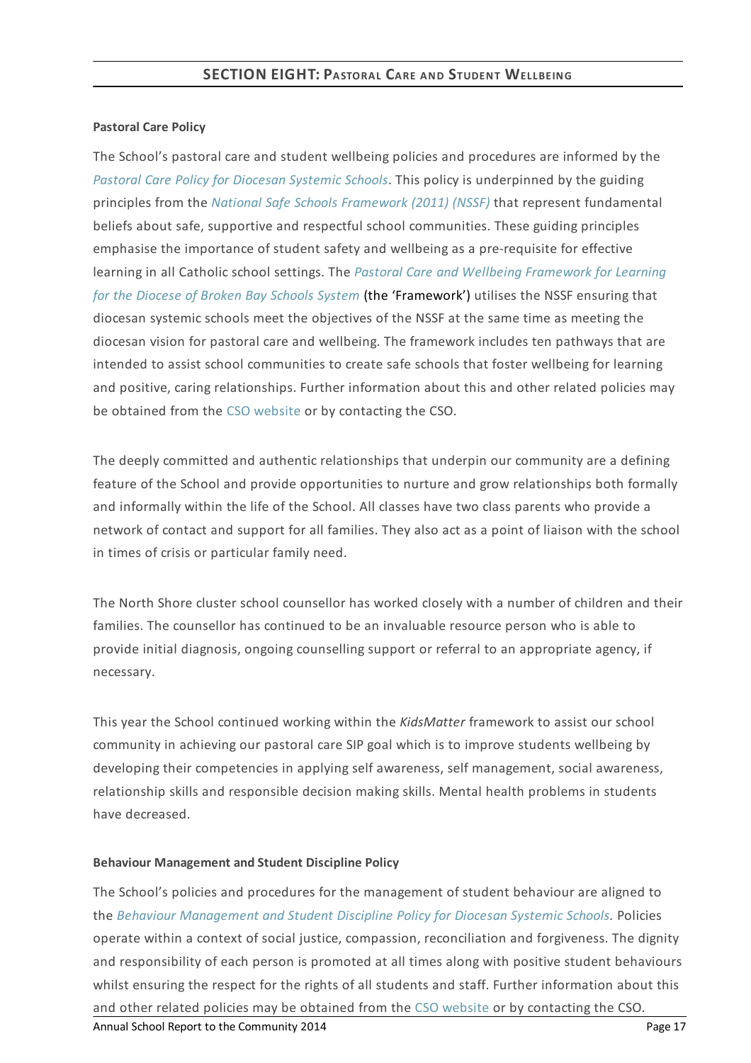## SECTION EIGHT: PASTORAL CARE AND STUDENT WELLBEING

**Pastoral Care Policy**

The School's pastoral care and student wellbeing policies and procedures are informed by the *Pastoral Care Policy for Diocesan Systemic Schools*. This policy is underpinned by the guiding principles from the *National Safe Schools Framework (2011) (NSSF)* that represent fundamental beliefs about safe, supportive and respectful school communities. These guiding principles emphasise the importance of student safety and wellbeing as a pre-requisite for effective learning in all Catholic school settings. The *Pastoral Care and Wellbeing Framework for Learning for the Diocese of Broken Bay Schools System* (the 'Framework') utilises the NSSF ensuring that diocesan systemic schools meet the objectives of the NSSF at the same time as meeting the diocesan vision for pastoral care and wellbeing. The framework includes ten pathways that are intended to assist school communities to create safe schools that foster wellbeing for learning and positive, caring relationships. Further information about this and other related policies may be obtained from the CSO website or by contacting the CSO.

The deeply committed and authentic relationships that underpin our community are a defining feature of the School and provide opportunities to nurture and grow relationships both formally and informally within the life of the School. All classes have two class parents who provide a network of contact and support for all families. They also act as a point of liaison with the school in times of crisis or particular family need.

The North Shore cluster school counsellor has worked closely with a number of children and their families. The counsellor has continued to be an invaluable resource person who is able to provide initial diagnosis, ongoing counselling support or referral to an appropriate agency, if necessary.

This year the School continued working within the *KidsMatter* framework to assist our school community in achieving our pastoral care SIP goal which is to improve students wellbeing by developing their competencies in applying self awareness, self management, social awareness, relationship skills and responsible decision making skills. Mental health problems in students have decreased.

**Behaviour Management and Student Discipline Policy**

The School's policies and procedures for the management of student behaviour are aligned to the *Behaviour Management and Student Discipline Policy for Diocesan Systemic Schools.* Policies operate within a context of social justice, compassion, reconciliation and forgiveness. The dignity and responsibility of each person is promoted at all times along with positive student behaviours whilst ensuring the respect for the rights of all students and staff. Further information about this and other related policies may be obtained from the CSO website or by contacting the CSO.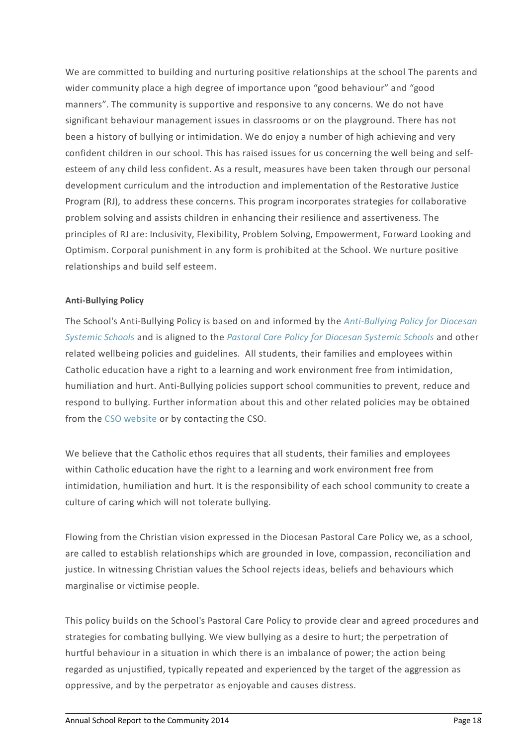We are committed to building and nurturing positive relationships at the school The parents and wider community place a high degree of importance upon "good behaviour" and "good manners". The community is supportive and responsive to any concerns. We do not have significant behaviour management issues in classrooms or on the playground. There has not been a history of bullying or intimidation. We do enjoy a number of high achieving and very confident children in our school. This has raised issues for us concerning the well being and self-esteem of any child less confident. As a result, measures have been taken through our personal development curriculum and the introduction and implementation of the Restorative Justice Program (RJ), to address these concerns. This program incorporates strategies for collaborative problem solving and assists children in enhancing their resilience and assertiveness. The principles of RJ are: Inclusivity, Flexibility, Problem Solving, Empowerment, Forward Looking and Optimism. Corporal punishment in any form is prohibited at the School. We nurture positive relationships and build self esteem.

**Anti-Bullying Policy**

The School's Anti-Bullying Policy is based on and informed by the *Anti-Bullying Policy for Diocesan Systemic Schools* and is aligned to the *Pastoral Care Policy for Diocesan Systemic Schools* and other related wellbeing policies and guidelines. All students, their families and employees within Catholic education have a right to a learning and work environment free from intimidation, humiliation and hurt. Anti-Bullying policies support school communities to prevent, reduce and respond to bullying. Further information about this and other related policies may be obtained from the CSO website or by contacting the CSO.

We believe that the Catholic ethos requires that all students, their families and employees within Catholic education have the right to a learning and work environment free from intimidation, humiliation and hurt. It is the responsibility of each school community to create a culture of caring which will not tolerate bullying.

Flowing from the Christian vision expressed in the Diocesan Pastoral Care Policy we, as a school, are called to establish relationships which are grounded in love, compassion, reconciliation and justice. In witnessing Christian values the School rejects ideas, beliefs and behaviours which marginalise or victimise people.

This policy builds on the School's Pastoral Care Policy to provide clear and agreed procedures and strategies for combating bullying. We view bullying as a desire to hurt; the perpetration of hurtful behaviour in a situation in which there is an imbalance of power; the action being regarded as unjustified, typically repeated and experienced by the target of the aggression as oppressive, and by the perpetrator as enjoyable and causes distress.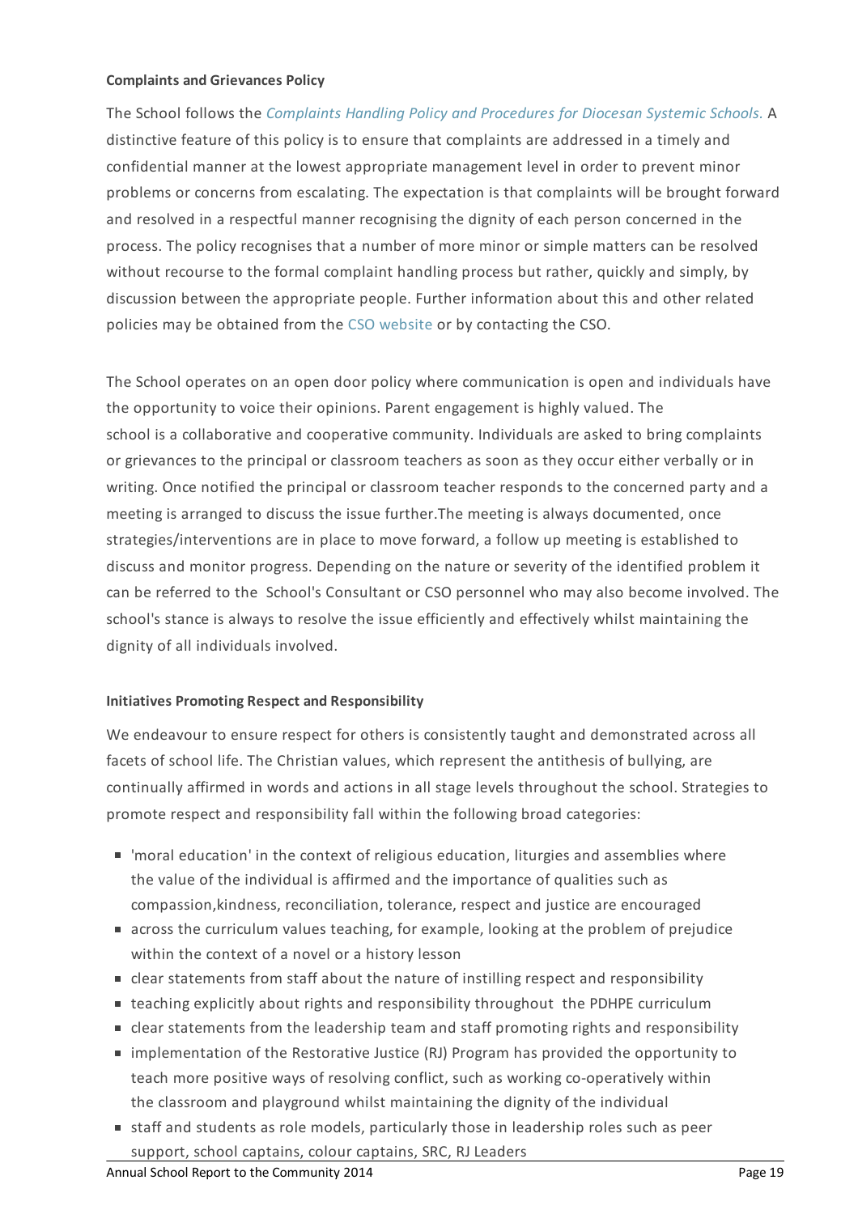**Complaints and Grievances Policy**

The School follows the *Complaints Handling Policy and Procedures for Diocesan Systemic Schools.* A distinctive feature of this policy is to ensure that complaints are addressed in a timely and confidential manner at the lowest appropriate management level in order to prevent minor problems or concerns from escalating. The expectation is that complaints will be brought forward and resolved in a respectful manner recognising the dignity of each person concerned in the process. The policy recognises that a number of more minor or simple matters can be resolved without recourse to the formal complaint handling process but rather, quickly and simply, by discussion between the appropriate people. Further information about this and other related policies may be obtained from the CSO website or by contacting the CSO.

The School operates on an open door policy where communication is open and individuals have the opportunity to voice their opinions. Parent engagement is highly valued. The school is a collaborative and cooperative community. Individuals are asked to bring complaints or grievances to the principal or classroom teachers as soon as they occur either verbally or in writing. Once notified the principal or classroom teacher responds to the concerned party and a meeting is arranged to discuss the issue further.The meeting is always documented, once strategies/interventions are in place to move forward, a follow up meeting is established to discuss and monitor progress. Depending on the nature or severity of the identified problem it can be referred to the School's Consultant or CSO personnel who may also become involved. The school's stance is always to resolve the issue efficiently and effectively whilst maintaining the dignity of all individuals involved.

**Initiatives Promoting Respect and Responsibility**

We endeavour to ensure respect for others is consistently taught and demonstrated across all facets of school life. The Christian values, which represent the antithesis of bullying, are continually affirmed in words and actions in all stage levels throughout the school. Strategies to promote respect and responsibility fall within the following broad categories:

- 'moral education' in the context of religious education, liturgies and assemblies where the value of the individual is affirmed and the importance of qualities such as compassion,kindness, reconciliation, tolerance, respect and justice are encouraged
- across the curriculum values teaching, for example, looking at the problem of prejudice within the context of a novel or a history lesson
- clear statements from staff about the nature of instilling respect and responsibility
- teaching explicitly about rights and responsibility throughout the PDHPE curriculum
- clear statements from the leadership team and staff promoting rights and responsibility
- implementation of the Restorative Justice (RJ) Program has provided the opportunity to teach more positive ways of resolving conflict, such as working co-operatively within the classroom and playground whilst maintaining the dignity of the individual
- staff and students as role models, particularly those in leadership roles such as peer support, school captains, colour captains, SRC, RJ Leaders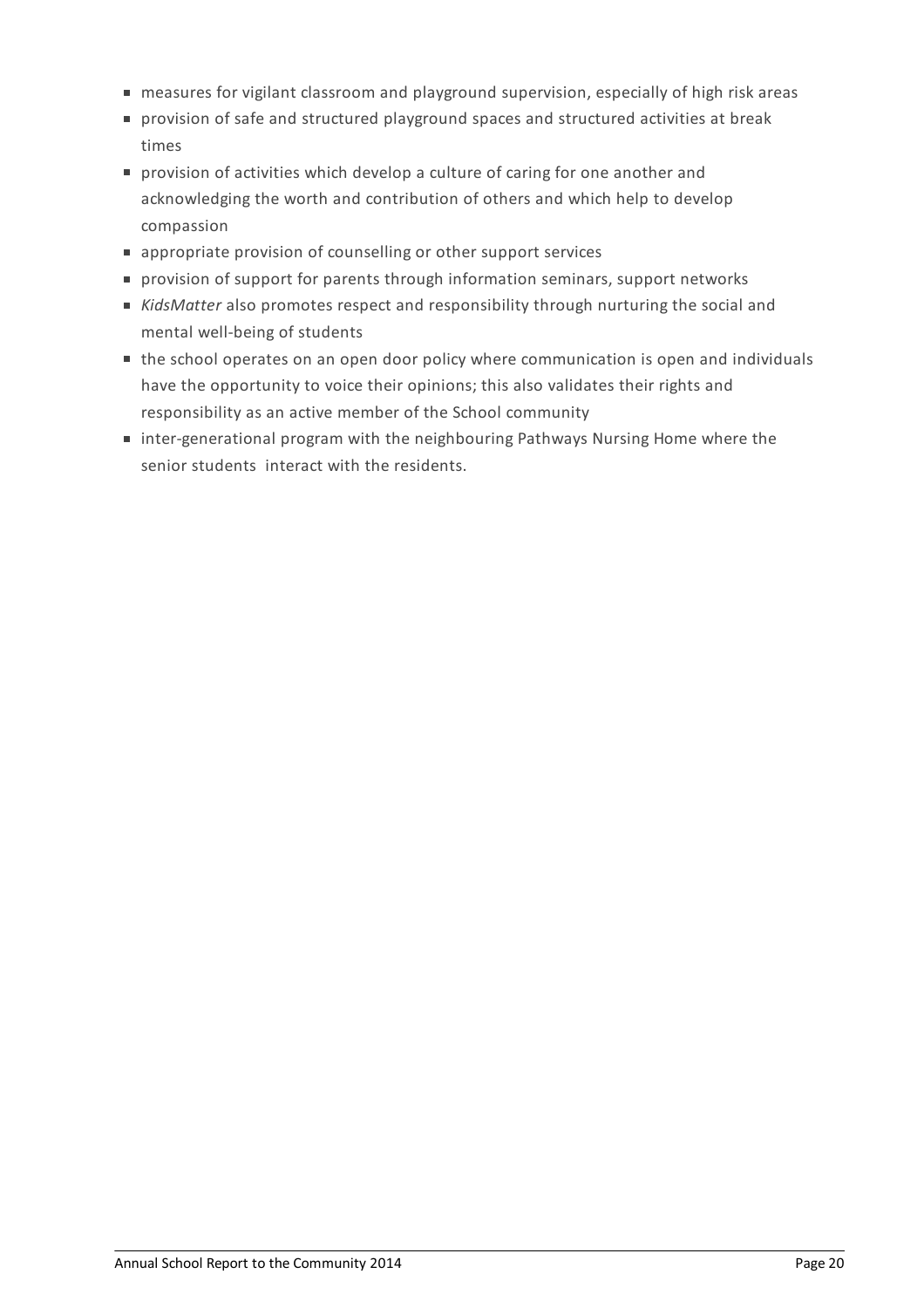- measures for vigilant classroom and playground supervision, especially of high risk areas
- provision of safe and structured playground spaces and structured activities at break times
- provision of activities which develop a culture of caring for one another and acknowledging the worth and contribution of others and which help to develop compassion
- appropriate provision of counselling or other support services
- provision of support for parents through information seminars, support networks
- *KidsMatter* also promotes respect and responsibility through nurturing the social and mental well-being of students
- the school operates on an open door policy where communication is open and individuals have the opportunity to voice their opinions; this also validates their rights and responsibility as an active member of the School community
- inter-generational program with the neighbouring Pathways Nursing Home where the senior students interact with the residents.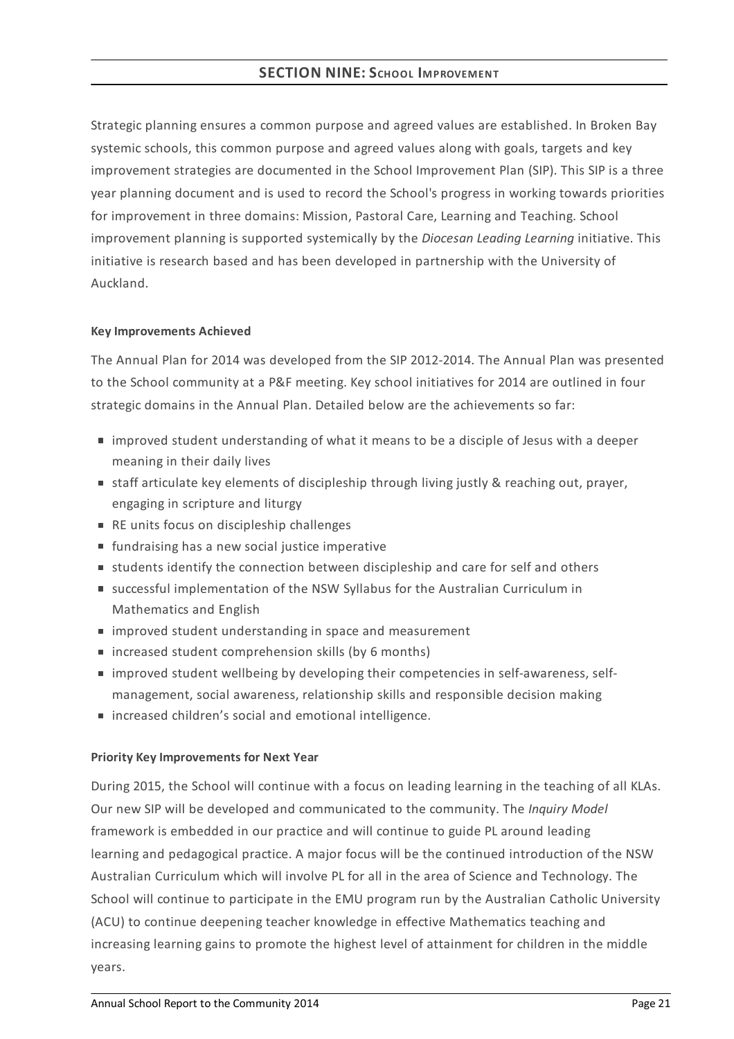## SECTION NINE: School Improvement

Strategic planning ensures a common purpose and agreed values are established. In Broken Bay systemic schools, this common purpose and agreed values along with goals, targets and key improvement strategies are documented in the School Improvement Plan (SIP). This SIP is a three year planning document and is used to record the School's progress in working towards priorities for improvement in three domains: Mission, Pastoral Care, Learning and Teaching. School improvement planning is supported systemically by the *Diocesan Leading Learning* initiative. This initiative is research based and has been developed in partnership with the University of Auckland.

### Key Improvements Achieved

The Annual Plan for 2014 was developed from the SIP 2012-2014. The Annual Plan was presented to the School community at a P&F meeting. Key school initiatives for 2014 are outlined in four strategic domains in the Annual Plan. Detailed below are the achievements so far:

- improved student understanding of what it means to be a disciple of Jesus with a deeper meaning in their daily lives
- staff articulate key elements of discipleship through living justly & reaching out, prayer, engaging in scripture and liturgy
- RE units focus on discipleship challenges
- fundraising has a new social justice imperative
- students identify the connection between discipleship and care for self and others
- successful implementation of the NSW Syllabus for the Australian Curriculum in Mathematics and English
- improved student understanding in space and measurement
- increased student comprehension skills (by 6 months)
- improved student wellbeing by developing their competencies in self-awareness, self-management, social awareness, relationship skills and responsible decision making
- increased children's social and emotional intelligence.

### Priority Key Improvements for Next Year

During 2015, the School will continue with a focus on leading learning in the teaching of all KLAs. Our new SIP will be developed and communicated to the community. The *Inquiry Model* framework is embedded in our practice and will continue to guide PL around leading learning and pedagogical practice. A major focus will be the continued introduction of the NSW Australian Curriculum which will involve PL for all in the area of Science and Technology. The School will continue to participate in the EMU program run by the Australian Catholic University (ACU) to continue deepening teacher knowledge in effective Mathematics teaching and increasing learning gains to promote the highest level of attainment for children in the middle years.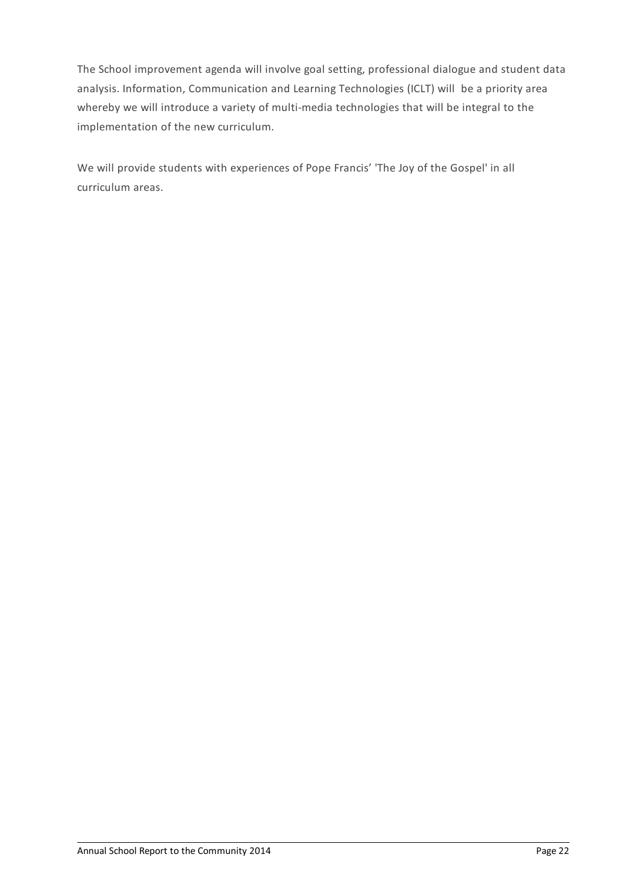The School improvement agenda will involve goal setting, professional dialogue and student data analysis. Information, Communication and Learning Technologies (ICLT) will be a priority area whereby we will introduce a variety of multi-media technologies that will be integral to the implementation of the new curriculum.

We will provide students with experiences of Pope Francis' 'The Joy of the Gospel' in all curriculum areas.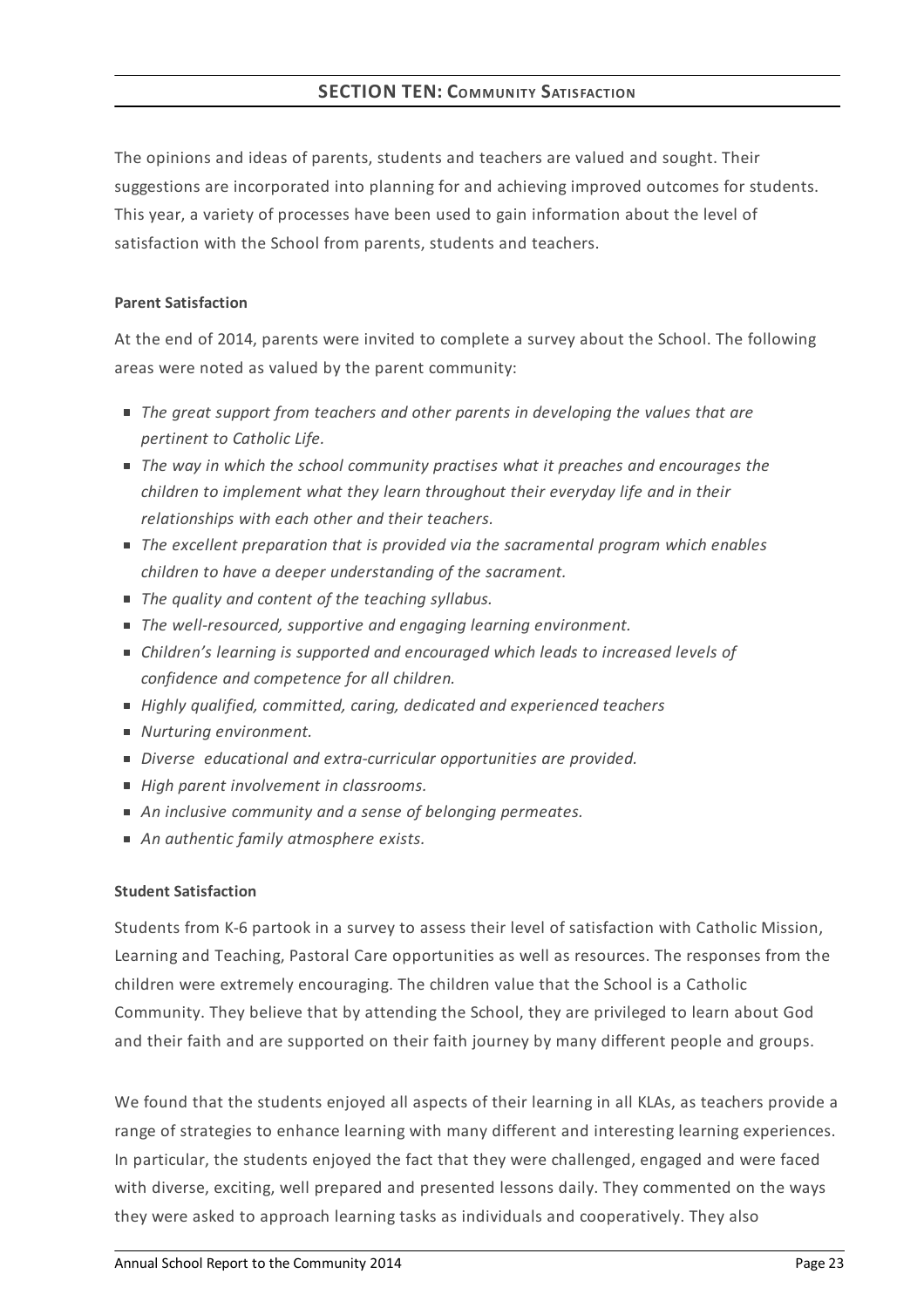## SECTION TEN: COMMUNITY SATISFACTION

The opinions and ideas of parents, students and teachers are valued and sought. Their suggestions are incorporated into planning for and achieving improved outcomes for students. This year, a variety of processes have been used to gain information about the level of satisfaction with the School from parents, students and teachers.

**Parent Satisfaction**

At the end of 2014, parents were invited to complete a survey about the School. The following areas were noted as valued by the parent community:

- *The great support from teachers and other parents in developing the values that are pertinent to Catholic Life.*
- *The way in which the school community practises what it preaches and encourages the children to implement what they learn throughout their everyday life and in their relationships with each other and their teachers.*
- *The excellent preparation that is provided via the sacramental program which enables children to have a deeper understanding of the sacrament.*
- *The quality and content of the teaching syllabus.*
- *The well-resourced, supportive and engaging learning environment.*
- *Children's learning is supported and encouraged which leads to increased levels of confidence and competence for all children.*
- *Highly qualified, committed, caring, dedicated and experienced teachers*
- *Nurturing environment.*
- *Diverse educational and extra-curricular opportunities are provided.*
- *High parent involvement in classrooms.*
- *An inclusive community and a sense of belonging permeates.*
- *An authentic family atmosphere exists.*

**Student Satisfaction**

Students from K-6 partook in a survey to assess their level of satisfaction with Catholic Mission, Learning and Teaching, Pastoral Care opportunities as well as resources. The responses from the children were extremely encouraging. The children value that the School is a Catholic Community. They believe that by attending the School, they are privileged to learn about God and their faith and are supported on their faith journey by many different people and groups.

We found that the students enjoyed all aspects of their learning in all KLAs, as teachers provide a range of strategies to enhance learning with many different and interesting learning experiences. In particular, the students enjoyed the fact that they were challenged, engaged and were faced with diverse, exciting, well prepared and presented lessons daily. They commented on the ways they were asked to approach learning tasks as individuals and cooperatively. They also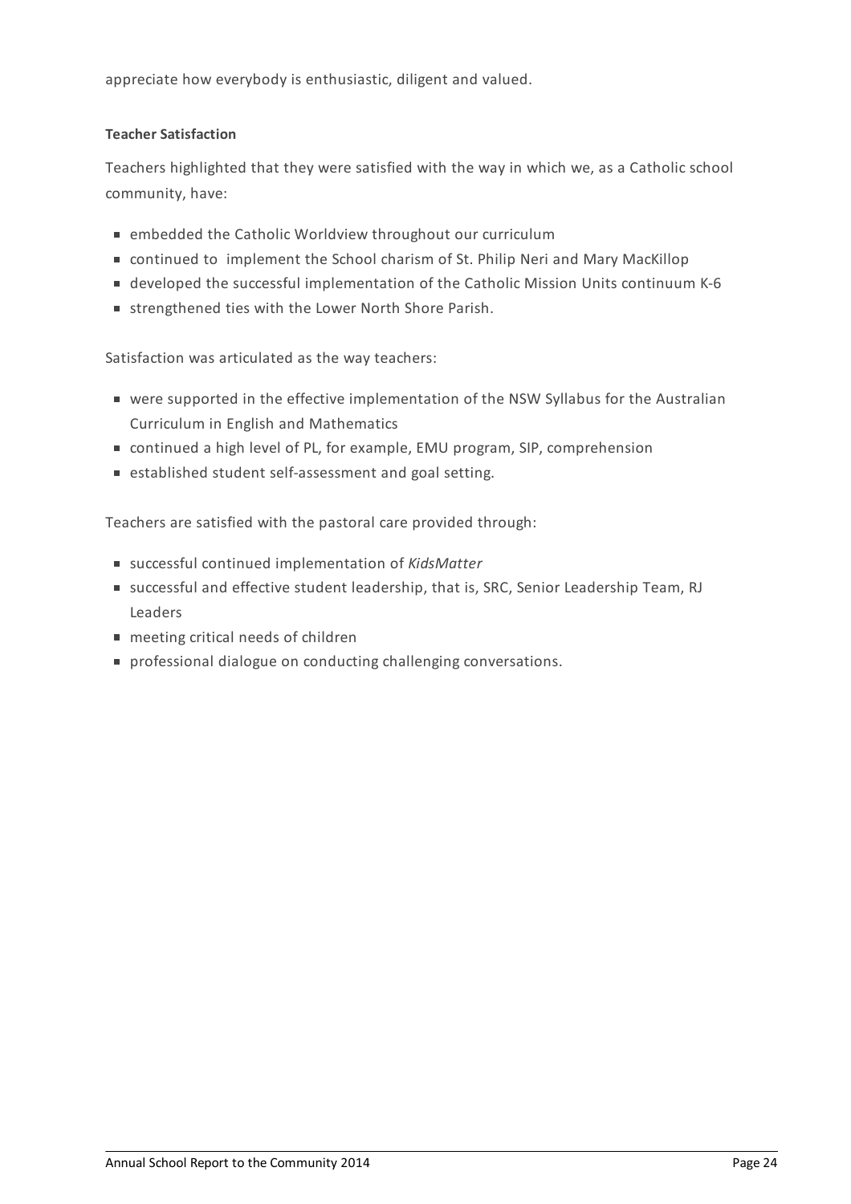appreciate how everybody is enthusiastic, diligent and valued.

**Teacher Satisfaction**

Teachers highlighted that they were satisfied with the way in which we, as a Catholic school community, have:

- embedded the Catholic Worldview throughout our curriculum
- continued to implement the School charism of St. Philip Neri and Mary MacKillop
- developed the successful implementation of the Catholic Mission Units continuum K-6
- strengthened ties with the Lower North Shore Parish.

Satisfaction was articulated as the way teachers:

- were supported in the effective implementation of the NSW Syllabus for the Australian Curriculum in English and Mathematics
- continued a high level of PL, for example, EMU program, SIP, comprehension
- established student self-assessment and goal setting.

Teachers are satisfied with the pastoral care provided through:

- successful continued implementation of *KidsMatter*
- successful and effective student leadership, that is, SRC, Senior Leadership Team, RJ Leaders
- meeting critical needs of children
- professional dialogue on conducting challenging conversations.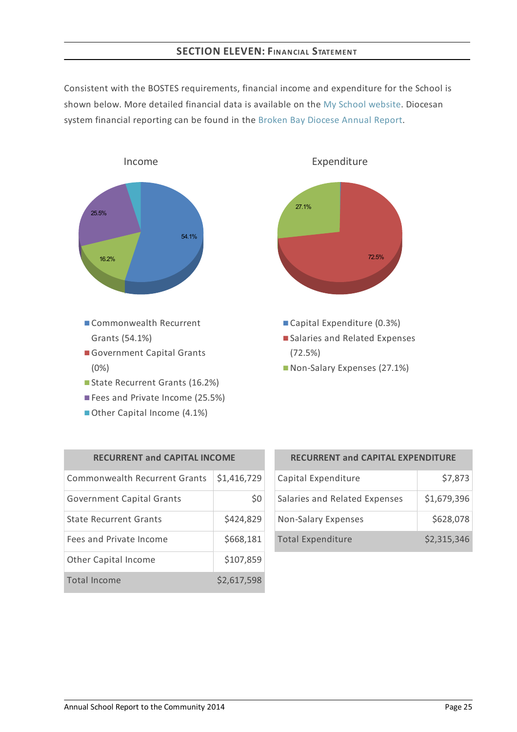## SECTION ELEVEN: Financial Statement

Consistent with the BOSTES requirements, financial income and expenditure for the School is shown below. More detailed financial data is available on the My School website. Diocesan system financial reporting can be found in the Broken Bay Diocese Annual Report.

Income

25.5%

54.1%

16.2%

- Commonwealth Recurrent Grants (54.1%)
- Government Capital Grants (0%)
- State Recurrent Grants (16.2%)
- Fees and Private Income (25.5%)
- Other Capital Income (4.1%)

Expenditure

27.1%

72.5%

- Capital Expenditure (0.3%)
- Salaries and Related Expenses (72.5%)
- Non-Salary Expenses (27.1%)

| RECURRENT and CAPITAL INCOME | |
|---|---|
| Commonwealth Recurrent Grants | $1,416,729 |
| Government Capital Grants | $0 |
| State Recurrent Grants | $424,829 |
| Fees and Private Income | $668,181 |
| Other Capital Income | $107,859 |
| Total Income | $2,617,598 |

| RECURRENT and CAPITAL EXPENDITURE | |
|---|---|
| Capital Expenditure | $7,873 |
| Salaries and Related Expenses | $1,679,396 |
| Non-Salary Expenses | $628,078 |
| Total Expenditure | $2,315,346 |